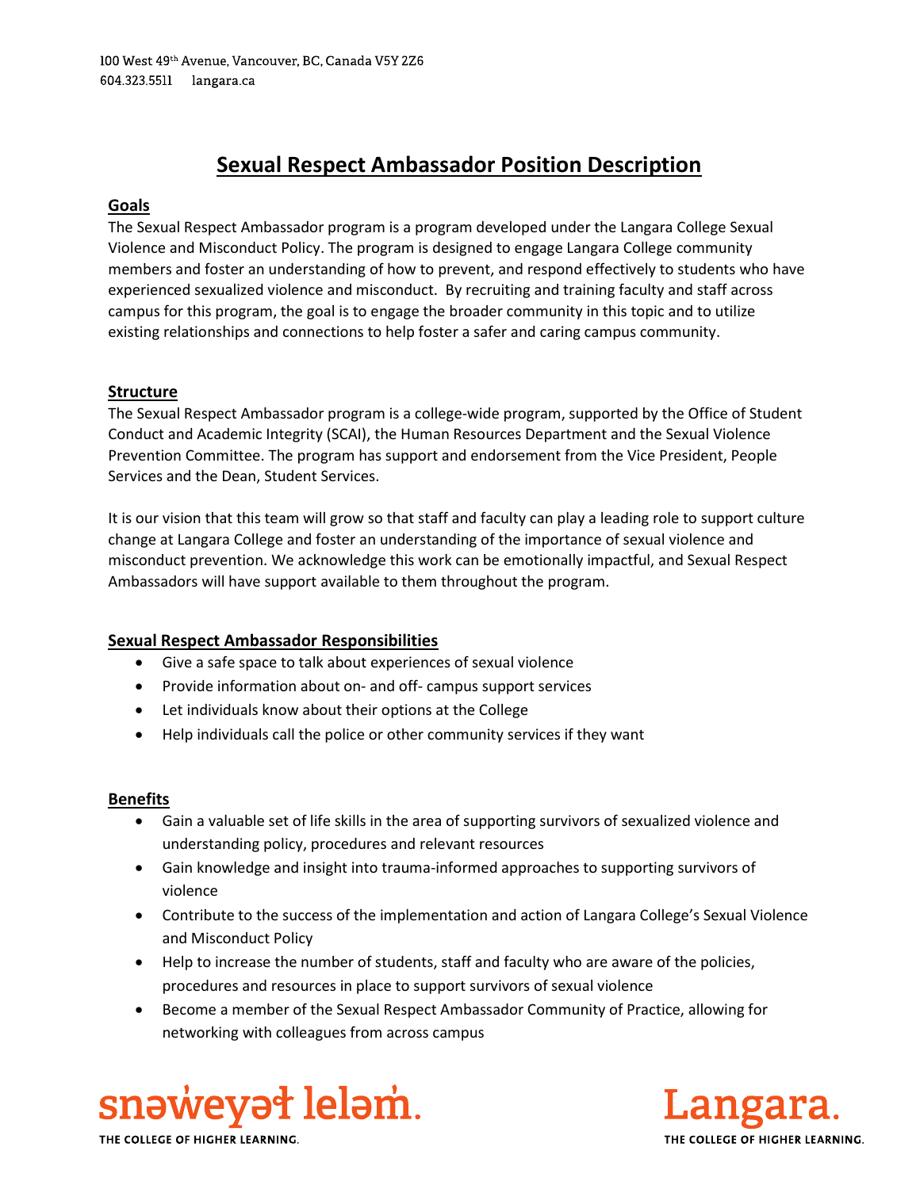100 West 49th Avenue, Vancouver, BC, Canada V5Y 2Z6
604.323.5511    langara.ca

# Sexual Respect Ambassador Position Description

## Goals

The Sexual Respect Ambassador program is a program developed under the Langara College Sexual Violence and Misconduct Policy. The program is designed to engage Langara College community members and foster an understanding of how to prevent, and respond effectively to students who have experienced sexualized violence and misconduct. By recruiting and training faculty and staff across campus for this program, the goal is to engage the broader community in this topic and to utilize existing relationships and connections to help foster a safer and caring campus community.

## Structure

The Sexual Respect Ambassador program is a college-wide program, supported by the Office of Student Conduct and Academic Integrity (SCAI), the Human Resources Department and the Sexual Violence Prevention Committee. The program has support and endorsement from the Vice President, People Services and the Dean, Student Services.

It is our vision that this team will grow so that staff and faculty can play a leading role to support culture change at Langara College and foster an understanding of the importance of sexual violence and misconduct prevention. We acknowledge this work can be emotionally impactful, and Sexual Respect Ambassadors will have support available to them throughout the program.

## Sexual Respect Ambassador Responsibilities

- Give a safe space to talk about experiences of sexual violence
- Provide information about on- and off- campus support services
- Let individuals know about their options at the College
- Help individuals call the police or other community services if they want

## Benefits

- Gain a valuable set of life skills in the area of supporting survivors of sexualized violence and understanding policy, procedures and relevant resources
- Gain knowledge and insight into trauma-informed approaches to supporting survivors of violence
- Contribute to the success of the implementation and action of Langara College's Sexual Violence and Misconduct Policy
- Help to increase the number of students, staff and faculty who are aware of the policies, procedures and resources in place to support survivors of sexual violence
- Become a member of the Sexual Respect Ambassador Community of Practice, allowing for networking with colleagues from across campus

snəw̓eyəɬ leləm̓.
THE COLLEGE OF HIGHER LEARNING.

Langara.
THE COLLEGE OF HIGHER LEARNING.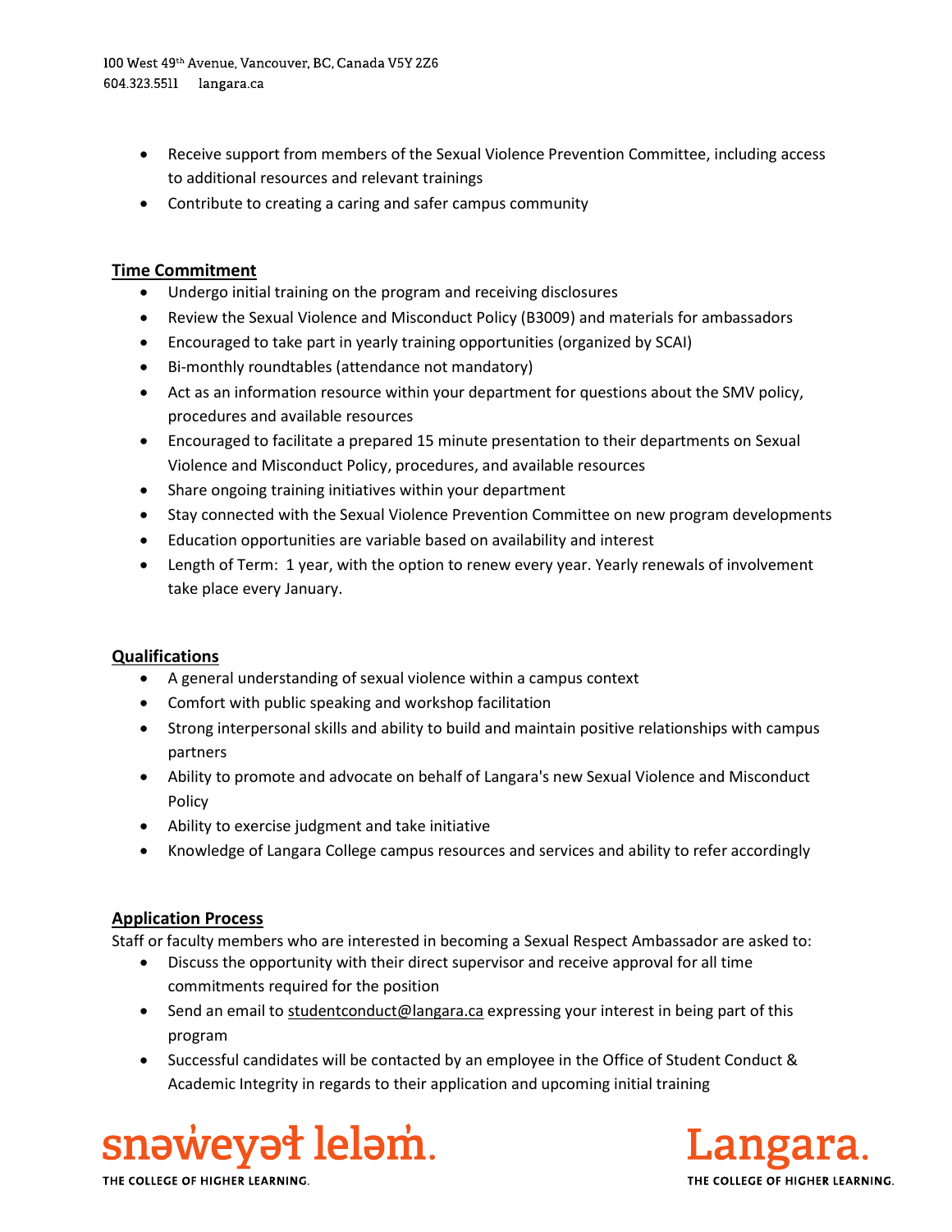- Receive support from members of the Sexual Violence Prevention Committee, including access to additional resources and relevant trainings
- Contribute to creating a caring and safer campus community

## Time Commitment

- Undergo initial training on the program and receiving disclosures
- Review the Sexual Violence and Misconduct Policy (B3009) and materials for ambassadors
- Encouraged to take part in yearly training opportunities (organized by SCAI)
- Bi-monthly roundtables (attendance not mandatory)
- Act as an information resource within your department for questions about the SMV policy, procedures and available resources
- Encouraged to facilitate a prepared 15 minute presentation to their departments on Sexual Violence and Misconduct Policy, procedures, and available resources
- Share ongoing training initiatives within your department
- Stay connected with the Sexual Violence Prevention Committee on new program developments
- Education opportunities are variable based on availability and interest
- Length of Term: 1 year, with the option to renew every year. Yearly renewals of involvement take place every January.

## Qualifications

- A general understanding of sexual violence within a campus context
- Comfort with public speaking and workshop facilitation
- Strong interpersonal skills and ability to build and maintain positive relationships with campus partners
- Ability to promote and advocate on behalf of Langara's new Sexual Violence and Misconduct Policy
- Ability to exercise judgment and take initiative
- Knowledge of Langara College campus resources and services and ability to refer accordingly

## Application Process

Staff or faculty members who are interested in becoming a Sexual Respect Ambassador are asked to:

- Discuss the opportunity with their direct supervisor and receive approval for all time commitments required for the position
- Send an email to studentconduct@langara.ca expressing your interest in being part of this program
- Successful candidates will be contacted by an employee in the Office of Student Conduct & Academic Integrity in regards to their application and upcoming initial training